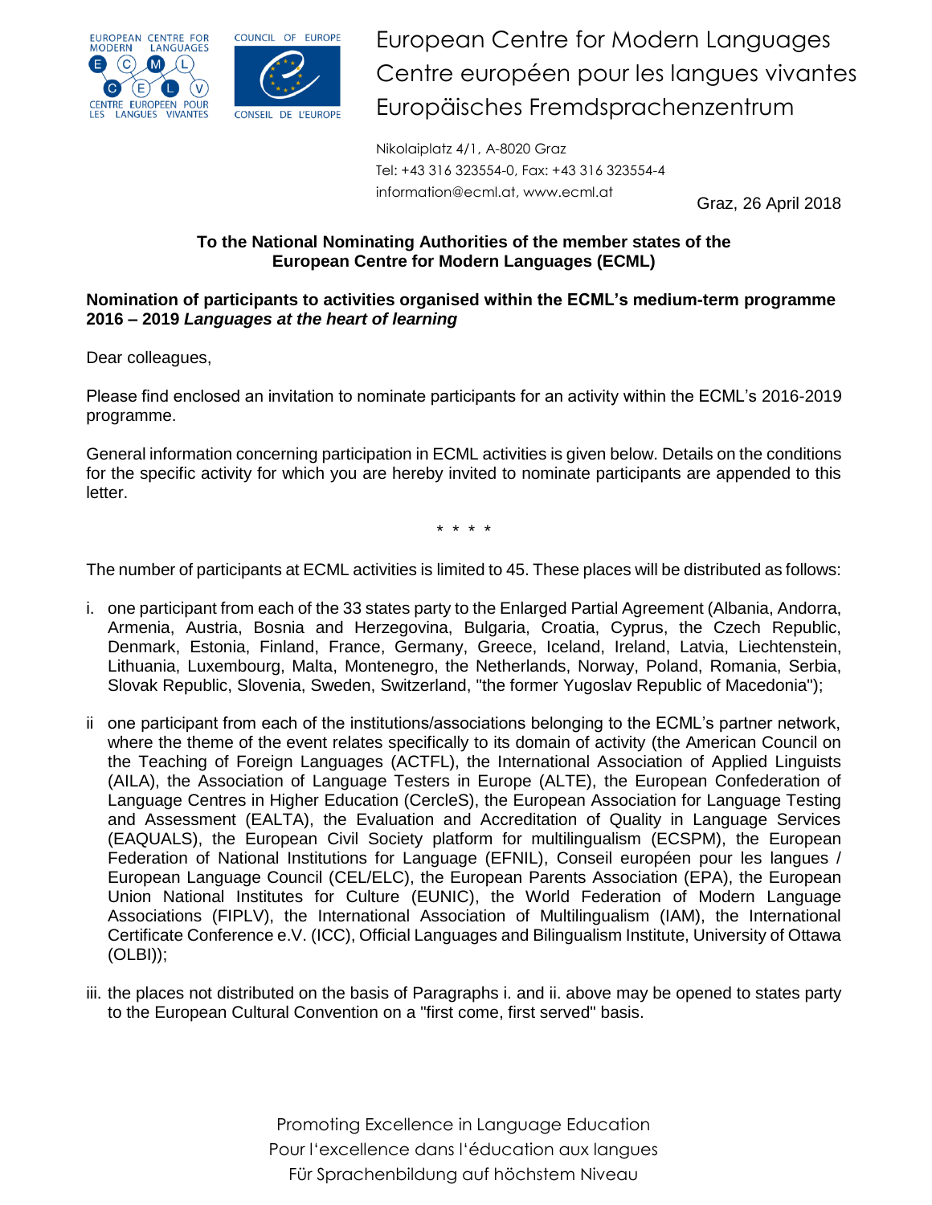European Centre for Modern Languages
Centre européen pour les langues vivantes
Europäisches Fremdsprachenzentrum

Nikolaiplatz 4/1, A-8020 Graz
Tel: +43 316 323554-0, Fax: +43 316 323554-4
information@ecml.at, www.ecml.at

Graz, 26 April 2018

**To the National Nominating Authorities of the member states of the European Centre for Modern Languages (ECML)**

**Nomination of participants to activities organised within the ECML's medium-term programme 2016 – 2019 *Languages at the heart of learning***

Dear colleagues,

Please find enclosed an invitation to nominate participants for an activity within the ECML's 2016-2019 programme.

General information concerning participation in ECML activities is given below. Details on the conditions for the specific activity for which you are hereby invited to nominate participants are appended to this letter.

\* \* \* \*

The number of participants at ECML activities is limited to 45. These places will be distributed as follows:

i. one participant from each of the 33 states party to the Enlarged Partial Agreement (Albania, Andorra, Armenia, Austria, Bosnia and Herzegovina, Bulgaria, Croatia, Cyprus, the Czech Republic, Denmark, Estonia, Finland, France, Germany, Greece, Iceland, Ireland, Latvia, Liechtenstein, Lithuania, Luxembourg, Malta, Montenegro, the Netherlands, Norway, Poland, Romania, Serbia, Slovak Republic, Slovenia, Sweden, Switzerland, "the former Yugoslav Republic of Macedonia");

ii one participant from each of the institutions/associations belonging to the ECML's partner network, where the theme of the event relates specifically to its domain of activity (the American Council on the Teaching of Foreign Languages (ACTFL), the International Association of Applied Linguists (AILA), the Association of Language Testers in Europe (ALTE), the European Confederation of Language Centres in Higher Education (CercleS), the European Association for Language Testing and Assessment (EALTA), the Evaluation and Accreditation of Quality in Language Services (EAQUALS), the European Civil Society platform for multilingualism (ECSPM), the European Federation of National Institutions for Language (EFNIL), Conseil européen pour les langues / European Language Council (CEL/ELC), the European Parents Association (EPA), the European Union National Institutes for Culture (EUNIC), the World Federation of Modern Language Associations (FIPLV), the International Association of Multilingualism (IAM), the International Certificate Conference e.V. (ICC), Official Languages and Bilingualism Institute, University of Ottawa (OLBI));

iii. the places not distributed on the basis of Paragraphs i. and ii. above may be opened to states party to the European Cultural Convention on a "first come, first served" basis.

Promoting Excellence in Language Education
Pour l'excellence dans l'éducation aux langues
Für Sprachenbildung auf höchstem Niveau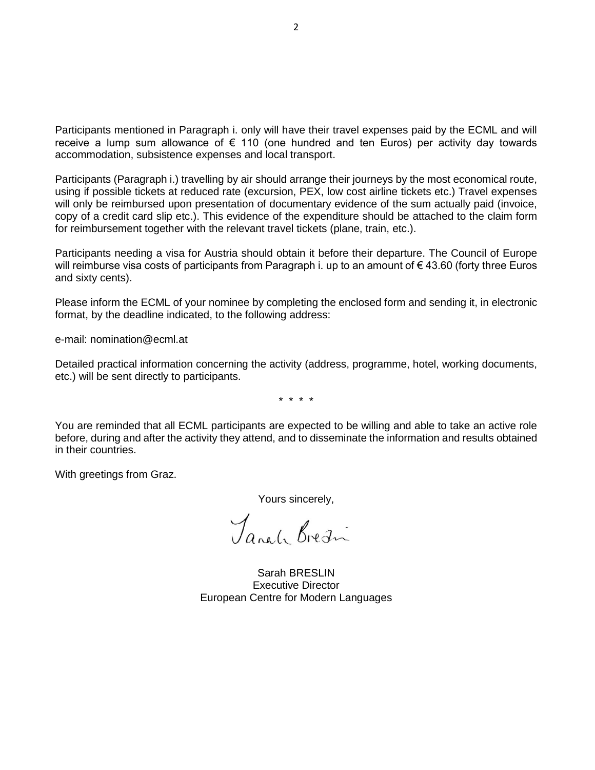Participants mentioned in Paragraph i. only will have their travel expenses paid by the ECML and will receive a lump sum allowance of € 110 (one hundred and ten Euros) per activity day towards accommodation, subsistence expenses and local transport.

Participants (Paragraph i.) travelling by air should arrange their journeys by the most economical route, using if possible tickets at reduced rate (excursion, PEX, low cost airline tickets etc.) Travel expenses will only be reimbursed upon presentation of documentary evidence of the sum actually paid (invoice, copy of a credit card slip etc.). This evidence of the expenditure should be attached to the claim form for reimbursement together with the relevant travel tickets (plane, train, etc.).

Participants needing a visa for Austria should obtain it before their departure. The Council of Europe will reimburse visa costs of participants from Paragraph i. up to an amount of € 43.60 (forty three Euros and sixty cents).

Please inform the ECML of your nominee by completing the enclosed form and sending it, in electronic format, by the deadline indicated, to the following address:

e-mail: nomination@ecml.at

Detailed practical information concerning the activity (address, programme, hotel, working documents, etc.) will be sent directly to participants.

\* \* \* \*

You are reminded that all ECML participants are expected to be willing and able to take an active role before, during and after the activity they attend, and to disseminate the information and results obtained in their countries.

With greetings from Graz.

Yours sincerely,

Sarah BRESLIN
Executive Director
European Centre for Modern Languages